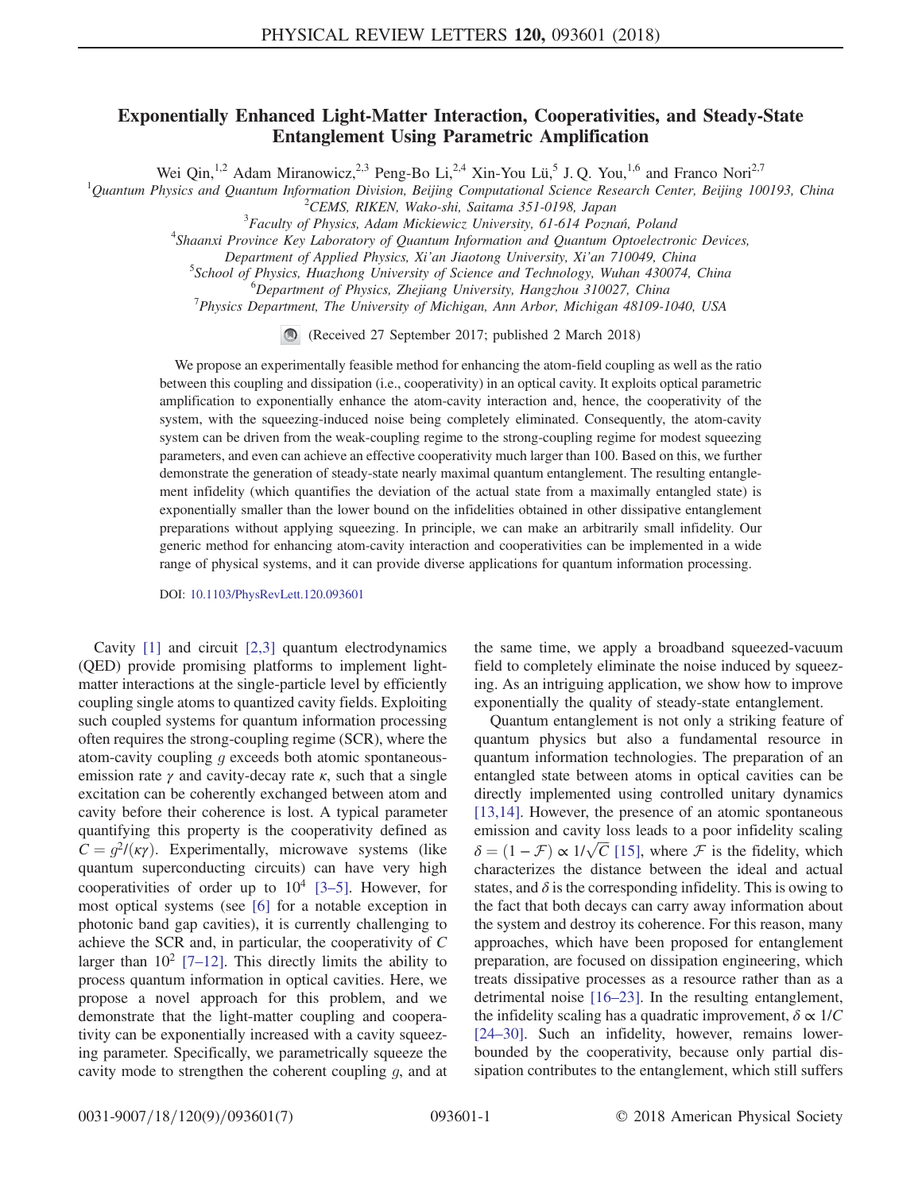# Exponentially Enhanced Light-Matter Interaction, Cooperativities, and Steady-State Entanglement Using Parametric Amplification

Wei Qin,[1,2] Adam Miranowicz,[2,3] Peng-Bo Li,[2,4] Xin-You Lü,[5] J. Q. You,[1,6] and Franco Nori[2,7]

[1]Quantum Physics and Quantum Information Division, Beijing Computational Science Research Center, Beijing 100193, China
[2]CEMS, RIKEN, Wako-shi, Saitama 351-0198, Japan
[3]Faculty of Physics, Adam Mickiewicz University, 61-614 Poznań, Poland
[4]Shaanxi Province Key Laboratory of Quantum Information and Quantum Optoelectronic Devices, Department of Applied Physics, Xi'an Jiaotong University, Xi'an 710049, China
[5]School of Physics, Huazhong University of Science and Technology, Wuhan 430074, China
[6]Department of Physics, Zhejiang University, Hangzhou 310027, China
[7]Physics Department, The University of Michigan, Ann Arbor, Michigan 48109-1040, USA

(Received 27 September 2017; published 2 March 2018)

We propose an experimentally feasible method for enhancing the atom-field coupling as well as the ratio between this coupling and dissipation (i.e., cooperativity) in an optical cavity. It exploits optical parametric amplification to exponentially enhance the atom-cavity interaction and, hence, the cooperativity of the system, with the squeezing-induced noise being completely eliminated. Consequently, the atom-cavity system can be driven from the weak-coupling regime to the strong-coupling regime for modest squeezing parameters, and even can achieve an effective cooperativity much larger than 100. Based on this, we further demonstrate the generation of steady-state nearly maximal quantum entanglement. The resulting entanglement infidelity (which quantifies the deviation of the actual state from a maximally entangled state) is exponentially smaller than the lower bound on the infidelities obtained in other dissipative entanglement preparations without applying squeezing. In principle, we can make an arbitrarily small infidelity. Our generic method for enhancing atom-cavity interaction and cooperativities can be implemented in a wide range of physical systems, and it can provide diverse applications for quantum information processing.

DOI: 10.1103/PhysRevLett.120.093601

Cavity [1] and circuit [2,3] quantum electrodynamics (QED) provide promising platforms to implement light-matter interactions at the single-particle level by efficiently coupling single atoms to quantized cavity fields. Exploiting such coupled systems for quantum information processing often requires the strong-coupling regime (SCR), where the atom-cavity coupling $g$ exceeds both atomic spontaneous-emission rate $\gamma$ and cavity-decay rate $\kappa$, such that a single excitation can be coherently exchanged between atom and cavity before their coherence is lost. A typical parameter quantifying this property is the cooperativity defined as $C = g^2/(\kappa\gamma)$. Experimentally, microwave systems (like quantum superconducting circuits) can have very high cooperativities of order up to $10^4$ [3–5]. However, for most optical systems (see [6] for a notable exception in photonic band gap cavities), it is currently challenging to achieve the SCR and, in particular, the cooperativity of $C$ larger than $10^2$ [7–12]. This directly limits the ability to process quantum information in optical cavities. Here, we propose a novel approach for this problem, and we demonstrate that the light-matter coupling and cooperativity can be exponentially increased with a cavity squeezing parameter. Specifically, we parametrically squeeze the cavity mode to strengthen the coherent coupling $g$, and at the same time, we apply a broadband squeezed-vacuum field to completely eliminate the noise induced by squeezing. As an intriguing application, we show how to improve exponentially the quality of steady-state entanglement.

Quantum entanglement is not only a striking feature of quantum physics but also a fundamental resource in quantum information technologies. The preparation of an entangled state between atoms in optical cavities can be directly implemented using controlled unitary dynamics [13,14]. However, the presence of an atomic spontaneous emission and cavity loss leads to a poor infidelity scaling $\delta = (1 - \mathcal{F}) \propto 1/\sqrt{C}$ [15], where $\mathcal{F}$ is the fidelity, which characterizes the distance between the ideal and actual states, and $\delta$ is the corresponding infidelity. This is owing to the fact that both decays can carry away information about the system and destroy its coherence. For this reason, many approaches, which have been proposed for entanglement preparation, are focused on dissipation engineering, which treats dissipative processes as a resource rather than as a detrimental noise [16–23]. In the resulting entanglement, the infidelity scaling has a quadratic improvement, $\delta \propto 1/C$ [24–30]. Such an infidelity, however, remains lower-bounded by the cooperativity, because only partial dissipation contributes to the entanglement, which still suffers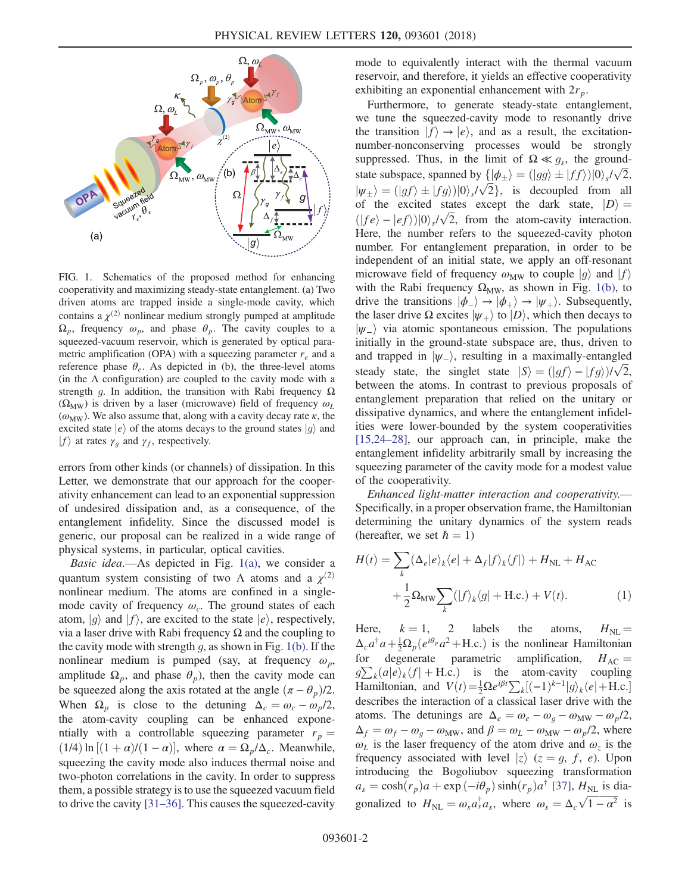FIG. 1. Schematics of the proposed method for enhancing cooperativity and maximizing steady-state entanglement. (a) Two driven atoms are trapped inside a single-mode cavity, which contains a $\chi^{(2)}$ nonlinear medium strongly pumped at amplitude $\Omega_p$, frequency $\omega_p$, and phase $\theta_p$. The cavity couples to a squeezed-vacuum reservoir, which is generated by optical parametric amplification (OPA) with a squeezing parameter $r_e$ and a reference phase $\theta_e$. As depicted in (b), the three-level atoms (in the $\Lambda$ configuration) are coupled to the cavity mode with a strength $g$. In addition, the transition with Rabi frequency $\Omega$ ($\Omega_{\rm MW}$) is driven by a laser (microwave) field of frequency $\omega_L$ ($\omega_{\rm MW}$). We also assume that, along with a cavity decay rate $\kappa$, the excited state $|e\rangle$ of the atoms decays to the ground states $|g\rangle$ and $|f\rangle$ at rates $\gamma_g$ and $\gamma_f$, respectively.

errors from other kinds (or channels) of dissipation. In this Letter, we demonstrate that our approach for the cooperativity enhancement can lead to an exponential suppression of undesired dissipation and, as a consequence, of the entanglement infidelity. Since the discussed model is generic, our proposal can be realized in a wide range of physical systems, in particular, optical cavities.

*Basic idea.*—As depicted in Fig. 1(a), we consider a quantum system consisting of two $\Lambda$ atoms and a $\chi^{(2)}$ nonlinear medium. The atoms are confined in a single-mode cavity of frequency $\omega_c$. The ground states of each atom, $|g\rangle$ and $|f\rangle$, are excited to the state $|e\rangle$, respectively, via a laser drive with Rabi frequency $\Omega$ and the coupling to the cavity mode with strength $g$, as shown in Fig. 1(b). If the nonlinear medium is pumped (say, at frequency $\omega_p$, amplitude $\Omega_p$, and phase $\theta_p$), then the cavity mode can be squeezed along the axis rotated at the angle $(\pi-\theta_p)/2$. When $\Omega_p$ is close to the detuning $\Delta_c=\omega_c-\omega_p/2$, the atom-cavity coupling can be enhanced exponentially with a controllable squeezing parameter $r_p=(1/4)\ln[(1+\alpha)/(1-\alpha)]$, where $\alpha=\Omega_p/\Delta_c$. Meanwhile, squeezing the cavity mode also induces thermal noise and two-photon correlations in the cavity. In order to suppress them, a possible strategy is to use the squeezed vacuum field to drive the cavity [31–36]. This causes the squeezed-cavity mode to equivalently interact with the thermal vacuum reservoir, and therefore, it yields an effective cooperativity exhibiting an exponential enhancement with $2r_p$.

Furthermore, to generate steady-state entanglement, we tune the squeezed-cavity mode to resonantly drive the transition $|f\rangle\to|e\rangle$, and as a result, the excitation-number-nonconserving processes would be strongly suppressed. Thus, in the limit of $\Omega\ll g_s$, the ground-state subspace, spanned by $\{|\phi_\pm\rangle=(|gg\rangle\pm|ff\rangle)|0\rangle_s/\sqrt{2},\ |\psi_\pm\rangle=(|gf\rangle\pm|fg\rangle)|0\rangle_s/\sqrt{2}\}$, is decoupled from all of the excited states except the dark state, $|D\rangle=(|fe\rangle-|ef\rangle)|0\rangle_s/\sqrt{2}$, from the atom-cavity interaction. Here, the number refers to the squeezed-cavity photon number. For entanglement preparation, in order to be independent of an initial state, we apply an off-resonant microwave field of frequency $\omega_{\rm MW}$ to couple $|g\rangle$ and $|f\rangle$ with the Rabi frequency $\Omega_{\rm MW}$, as shown in Fig. 1(b), to drive the transitions $|\phi_-\rangle\to|\phi_+\rangle\to|\psi_+\rangle$. Subsequently, the laser drive $\Omega$ excites $|\psi_+\rangle$ to $|D\rangle$, which then decays to $|\psi_-\rangle$ via atomic spontaneous emission. The populations initially in the ground-state subspace are, thus, driven to and trapped in $|\psi_-\rangle$, resulting in a maximally-entangled steady state, the singlet state $|S\rangle=(|gf\rangle-|fg\rangle)/\sqrt{2}$, between the atoms. In contrast to previous proposals of entanglement preparation that relied on the unitary or dissipative dynamics, and where the entanglement infidelities were lower-bounded by the system cooperativities [15,24–28], our approach can, in principle, make the entanglement infidelity arbitrarily small by increasing the squeezing parameter of the cavity mode for a modest value of the cooperativity.

*Enhanced light-matter interaction and cooperativity.*—Specifically, in a proper observation frame, the Hamiltonian determining the unitary dynamics of the system reads (hereafter, we set $\hbar=1$)

$$H(t)=\sum_k(\Delta_e|e\rangle_k\langle e|+\Delta_f|f\rangle_k\langle f|)+H_{\rm NL}+H_{\rm AC}+\frac{1}{2}\Omega_{\rm MW}\sum_k(|f\rangle_k\langle g|+{\rm H.c.})+V(t). \qquad (1)$$

Here, $k=1,\ 2$ labels the atoms, $H_{\rm NL}=\Delta_c a^\dagger a+\frac{1}{2}\Omega_p(e^{i\theta_p}a^2+{\rm H.c.})$ is the nonlinear Hamiltonian for degenerate parametric amplification, $H_{\rm AC}=g\sum_k(a|e\rangle_k\langle f|+{\rm H.c.})$ is the atom-cavity coupling Hamiltonian, and $V(t)=\frac{1}{2}\Omega e^{i\beta t}\sum_k[(-1)^{k-1}|g\rangle_k\langle e|+{\rm H.c.}]$ describes the interaction of a classical laser drive with the atoms. The detunings are $\Delta_e=\omega_e-\omega_g-\omega_{\rm MW}-\omega_p/2$, $\Delta_f=\omega_f-\omega_g-\omega_{\rm MW}$, and $\beta=\omega_L-\omega_{\rm MW}-\omega_p/2$, where $\omega_L$ is the laser frequency of the atom drive and $\omega_z$ is the frequency associated with level $|z\rangle$ ($z=g,\ f,\ e$). Upon introducing the Bogoliubov squeezing transformation $a_s=\cosh(r_p)a+\exp(-i\theta_p)\sinh(r_p)a^\dagger$ [37], $H_{\rm NL}$ is diagonalized to $H_{\rm NL}=\omega_s a_s^\dagger a_s$, where $\omega_s=\Delta_c\sqrt{1-\alpha^2}$ is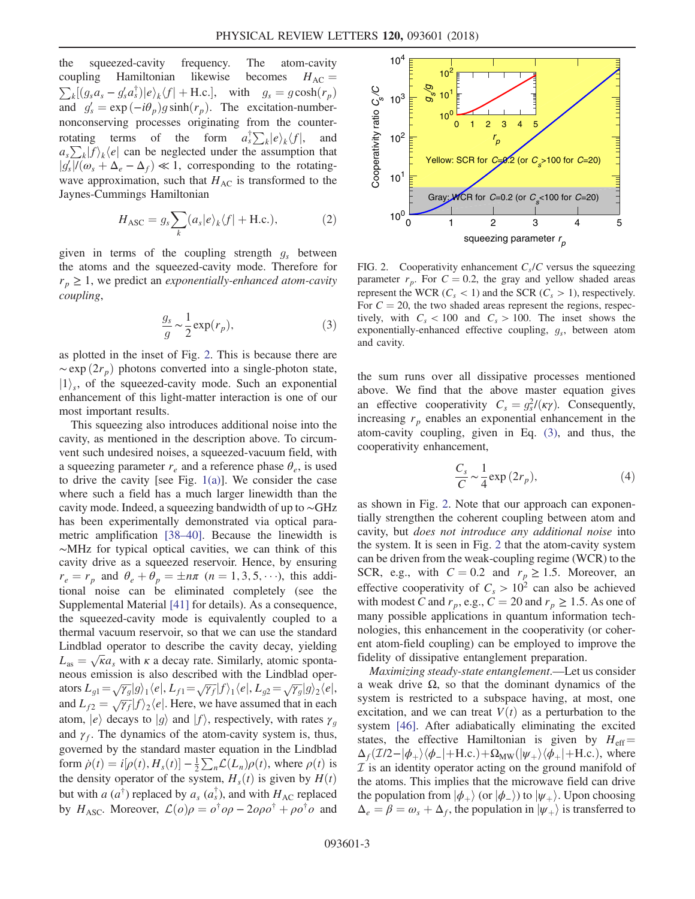the squeezed-cavity frequency. The atom-cavity coupling Hamiltonian likewise becomes $H_{\mathrm{AC}} = \sum_k [(g_s a_s - g_s' a_s^\dagger)|e\rangle_k\langle f| + \mathrm{H.c.}]$, with $g_s = g\cosh(r_p)$ and $g_s' = \exp(-i\theta_p) g \sinh(r_p)$. The excitation-number-nonconserving processes originating from the counter-rotating terms of the form $a_s^\dagger \sum_k |e\rangle_k\langle f|$, and $a_s \sum_k |f\rangle_k\langle e|$ can be neglected under the assumption that $|g_s'|/(\omega_s + \Delta_e - \Delta_f) \ll 1$, corresponding to the rotating-wave approximation, such that $H_{\mathrm{AC}}$ is transformed to the Jaynes-Cummings Hamiltonian

$$H_{\mathrm{ASC}} = g_s \sum_k (a_s |e\rangle_k\langle f| + \mathrm{H.c.}), \tag{2}$$

given in terms of the coupling strength $g_s$ between the atoms and the squeezed-cavity mode. Therefore for $r_p \geq 1$, we predict an *exponentially-enhanced atom-cavity coupling*,

$$\frac{g_s}{g} \sim \frac{1}{2}\exp(r_p), \tag{3}$$

as plotted in the inset of Fig. 2. This is because there are $\sim \exp(2r_p)$ photons converted into a single-photon state, $|1\rangle_s$, of the squeezed-cavity mode. Such an exponential enhancement of this light-matter interaction is one of our most important results.

This squeezing also introduces additional noise into the cavity, as mentioned in the description above. To circumvent such undesired noises, a squeezed-vacuum field, with a squeezing parameter $r_e$ and a reference phase $\theta_e$, is used to drive the cavity [see Fig. 1(a)]. We consider the case where such a field has a much larger linewidth than the cavity mode. Indeed, a squeezing bandwidth of up to ~GHz has been experimentally demonstrated via optical parametric amplification [38–40]. Because the linewidth is ~MHz for typical optical cavities, we can think of this cavity drive as a squeezed reservoir. Hence, by ensuring $r_e = r_p$ and $\theta_e + \theta_p = \pm n\pi$ ($n = 1, 3, 5, \cdots$), this additional noise can be eliminated completely (see the Supplemental Material [41] for details). As a consequence, the squeezed-cavity mode is equivalently coupled to a thermal vacuum reservoir, so that we can use the standard Lindblad operator to describe the cavity decay, yielding $L_{as} = \sqrt{\kappa} a_s$ with $\kappa$ a decay rate. Similarly, atomic spontaneous emission is also described with the Lindblad operators $L_{g1} = \sqrt{\gamma_g}|g\rangle_1\langle e|$, $L_{f1} = \sqrt{\gamma_f}|f\rangle_1\langle e|$, $L_{g2} = \sqrt{\gamma_g}|g\rangle_2\langle e|$, and $L_{f2} = \sqrt{\gamma_f}|f\rangle_2\langle e|$. Here, we have assumed that in each atom, $|e\rangle$ decays to $|g\rangle$ and $|f\rangle$, respectively, with rates $\gamma_g$ and $\gamma_f$. The dynamics of the atom-cavity system is, thus, governed by the standard master equation in the Lindblad form $\dot{\rho}(t) = i[\rho(t), H_s(t)] - \frac{1}{2}\sum_n \mathcal{L}(L_n)\rho(t)$, where $\rho(t)$ is the density operator of the system, $H_s(t)$ is given by $H(t)$ but with $a$ ($a^\dagger$) replaced by $a_s$ ($a_s^\dagger$), and with $H_{\mathrm{AC}}$ replaced by $H_{\mathrm{ASC}}$. Moreover, $\mathcal{L}(o)\rho = o^\dagger o\rho - 2o\rho o^\dagger + \rho o^\dagger o$ and

FIG. 2. Cooperativity enhancement $C_s/C$ versus the squeezing parameter $r_p$. For $C = 0.2$, the gray and yellow shaded areas represent the WCR ($C_s < 1$) and the SCR ($C_s > 1$), respectively. For $C = 20$, the two shaded areas represent the regions, respectively, with $C_s < 100$ and $C_s > 100$. The inset shows the exponentially-enhanced effective coupling, $g_s$, between atom and cavity.

the sum runs over all dissipative processes mentioned above. We find that the above master equation gives an effective cooperativity $C_s = g_s^2/(\kappa\gamma)$. Consequently, increasing $r_p$ enables an exponential enhancement in the atom-cavity coupling, given in Eq. (3), and thus, the cooperativity enhancement,

$$\frac{C_s}{C} \sim \frac{1}{4}\exp(2r_p), \tag{4}$$

as shown in Fig. 2. Note that our approach can exponentially strengthen the coherent coupling between atom and cavity, but *does not introduce any additional noise* into the system. It is seen in Fig. 2 that the atom-cavity system can be driven from the weak-coupling regime (WCR) to the SCR, e.g., with $C = 0.2$ and $r_p \geq 1.5$. Moreover, an effective cooperativity of $C_s > 10^2$ can also be achieved with modest $C$ and $r_p$, e.g., $C = 20$ and $r_p \geq 1.5$. As one of many possible applications in quantum information technologies, this enhancement in the cooperativity (or coherent atom-field coupling) can be employed to improve the fidelity of dissipative entanglement preparation.

*Maximizing steady-state entanglement.*—Let us consider a weak drive $\Omega$, so that the dominant dynamics of the system is restricted to a subspace having, at most, one excitation, and we can treat $V(t)$ as a perturbation to the system [46]. After adiabatically eliminating the excited states, the effective Hamiltonian is given by $H_{\mathrm{eff}} = \Delta_f(\mathcal{I}/2 - |\phi_+\rangle\langle\phi_-| + \mathrm{H.c.}) + \Omega_{\mathrm{MW}}(|\psi_+\rangle\langle\phi_+| + \mathrm{H.c.})$, where $\mathcal{I}$ is an identity operator acting on the ground manifold of the atoms. This implies that the microwave field can drive the population from $|\phi_+\rangle$ (or $|\phi_-\rangle$) to $|\psi_+\rangle$. Upon choosing $\Delta_e = \beta = \omega_s + \Delta_f$, the population in $|\psi_+\rangle$ is transferred to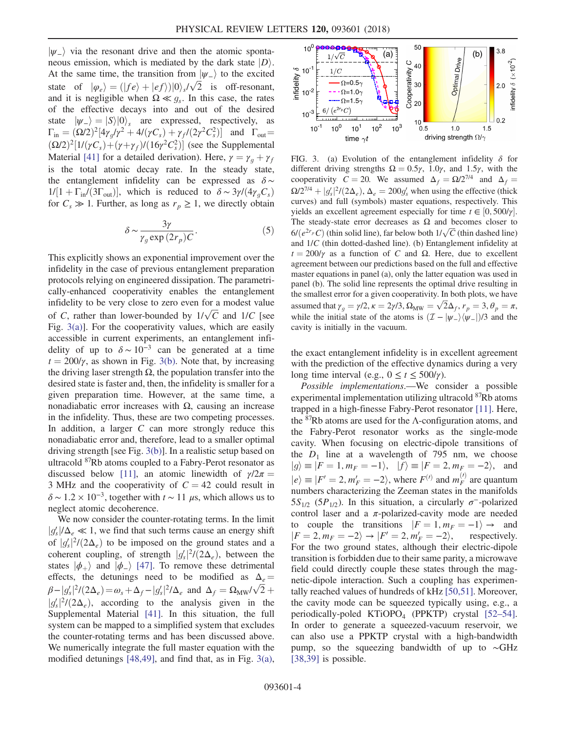$|\psi_-\rangle$ via the resonant drive and then the atomic spontaneous emission, which is mediated by the dark state $|D\rangle$. At the same time, the transition from $|\psi_-\rangle$ to the excited state of $|\varphi_e\rangle = (|fe\rangle + |ef\rangle)|0\rangle_s/\sqrt{2}$ is off-resonant, and it is negligible when $\Omega \ll g_s$. In this case, the rates of the effective decays into and out of the desired state $|\psi_-\rangle = |S\rangle|0\rangle_s$ are expressed, respectively, as $\Gamma_{\rm in} = (\Omega/2)^2[4\gamma_g/\gamma^2 + 4/(\gamma C_s) + \gamma_f/(2\gamma^2 C_s^2)]$ and $\Gamma_{\rm out} = (\Omega/2)^2[1/(\gamma C_s) + (\gamma+\gamma_f)/(16\gamma^2 C_s^2)]$ (see the Supplemental Material [41] for a detailed derivation). Here, $\gamma = \gamma_g + \gamma_f$ is the total atomic decay rate. In the steady state, the entanglement infidelity can be expressed as $\delta \sim 1/[1 + \Gamma_{\rm in}/(3\Gamma_{\rm out})]$, which is reduced to $\delta \sim 3\gamma/(4\gamma_g C_s)$ for $C_s \gg 1$. Further, as long as $r_p \geq 1$, we directly obtain

$$\delta \sim \frac{3\gamma}{\gamma_g \exp(2r_p)C}. \tag{5}$$

This explicitly shows an exponential improvement over the infidelity in the case of previous entanglement preparation protocols relying on engineered dissipation. The parametrically-enhanced cooperativity enables the entanglement infidelity to be very close to zero even for a modest value of $C$, rather than lower-bounded by $1/\sqrt{C}$ and $1/C$ [see Fig. 3(a)]. For the cooperativity values, which are easily accessible in current experiments, an entanglement infidelity of up to $\delta \sim 10^{-3}$ can be generated at a time $t = 200/\gamma$, as shown in Fig. 3(b). Note that, by increasing the driving laser strength $\Omega$, the population transfer into the desired state is faster and, then, the infidelity is smaller for a given preparation time. However, at the same time, a nonadiabatic error increases with $\Omega$, causing an increase in the infidelity. Thus, these are two competing processes. In addition, a larger $C$ can more strongly reduce this nonadiabatic error and, therefore, lead to a smaller optimal driving strength [see Fig. 3(b)]. In a realistic setup based on ultracold $^{87}$Rb atoms coupled to a Fabry-Perot resonator as discussed below [11], an atomic linewidth of $\gamma/2\pi = 3$ MHz and the cooperativity of $C = 42$ could result in $\delta \sim 1.2 \times 10^{-3}$, together with $t \sim 11$ $\mu$s, which allows us to neglect atomic decoherence.

We now consider the counter-rotating terms. In the limit $|g_s'|/\Delta_e \ll 1$, we find that such terms cause an energy shift of $|g_s'|^2/(2\Delta_e)$ to be imposed on the ground states and a coherent coupling, of strength $|g_s'|^2/(2\Delta_e)$, between the states $|\phi_+\rangle$ and $|\phi_-\rangle$ [47]. To remove these detrimental effects, the detunings need to be modified as $\Delta_e = \beta - |g_s'|^2/(2\Delta_e) = \omega_s + \Delta_f - |g_s'|^2/\Delta_e$ and $\Delta_f = \Omega_{\rm MW}/\sqrt{2} + |g_s'|^2/(2\Delta_e)$, according to the analysis given in the Supplemental Material [41]. In this situation, the full system can be mapped to a simplified system that excludes the counter-rotating terms and has been discussed above. We numerically integrate the full master equation with the modified detunings [48,49], and find that, as in Fig. 3(a), the exact entanglement infidelity is in excellent agreement with the prediction of the effective dynamics during a very long time interval (e.g., $0 \leq t \leq 500/\gamma$).

FIG. 3. (a) Evolution of the entanglement infidelity $\delta$ for different driving strengths $\Omega = 0.5\gamma$, $1.0\gamma$, and $1.5\gamma$, with the cooperativity $C = 20$. We assumed $\Delta_f = \Omega/2^{7/4}$ and $\Delta_f = \Omega/2^{7/4} + |g_s'|^2/(2\Delta_e)$, $\Delta_e = 200g_s'$ when using the effective (thick curves) and full (symbols) master equations, respectively. This yields an excellent agreement especially for time $t \in [0, 500/\gamma]$. The steady-state error decreases as $\Omega$ and becomes closer to $6/(e^{2r_p}C)$ (thin solid line), far below both $1/\sqrt{C}$ (thin dashed line) and $1/C$ (thin dotted-dashed line). (b) Entanglement infidelity at $t = 200/\gamma$ as a function of $C$ and $\Omega$. Here, due to excellent agreement between our predictions based on the full and effective master equations in panel (a), only the latter equation was used in panel (b). The solid line represents the optimal drive resulting in the smallest error for a given cooperativity. In both plots, we have assumed that $\gamma_g = \gamma/2$, $\kappa = 2\gamma/3$, $\Omega_{\rm MW} = \sqrt{2}\Delta_f$, $r_p = 3$, $\theta_p = \pi$, while the initial state of the atoms is $(\mathcal{I} - |\psi_-\rangle\langle\psi_-|)/3$ and the cavity is initially in the vacuum.

*Possible implementations.*—We consider a possible experimental implementation utilizing ultracold $^{87}$Rb atoms trapped in a high-finesse Fabry-Perot resonator [11]. Here, the $^{87}$Rb atoms are used for the $\Lambda$-configuration atoms, and the Fabry-Perot resonator works as the single-mode cavity. When focusing on electric-dipole transitions of the $D_1$ line at a wavelength of 795 nm, we choose $|g\rangle \equiv |F = 1, m_F = -1\rangle$, $|f\rangle \equiv |F = 2, m_F = -2\rangle$, and $|e\rangle \equiv |F' = 2, m_F' = -2\rangle$, where $F^{(\prime)}$ and $m_F^{(\prime)}$ are quantum numbers characterizing the Zeeman states in the manifolds $5S_{1/2}$ ($5P_{1/2}$). In this situation, a circularly $\sigma^-$-polarized control laser and a $\pi$-polarized-cavity mode are needed to couple the transitions $|F = 1, m_F = -1\rangle \rightarrow$ and $|F = 2, m_F = -2\rangle \rightarrow |F' = 2, m_F' = -2\rangle$, respectively. For the two ground states, although their electric-dipole transition is forbidden due to their same parity, a microwave field could directly couple these states through the magnetic-dipole interaction. Such a coupling has experimentally reached values of hundreds of kHz [50,51]. Moreover, the cavity mode can be squeezed typically using, e.g., a periodically-poled $\text{KTiOPO}_4$ (PPKTP) crystal [52–54]. In order to generate a squeezed-vacuum reservoir, we can also use a PPKTP crystal with a high-bandwidth pump, so the squeezing bandwidth of up to ~GHz [38,39] is possible.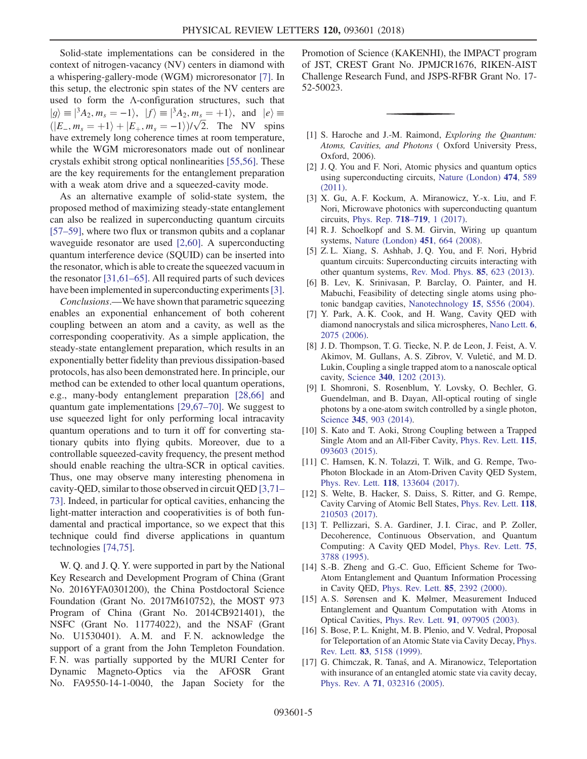Solid-state implementations can be considered in the context of nitrogen-vacancy (NV) centers in diamond with a whispering-gallery-mode (WGM) microresonator [7]. In this setup, the electronic spin states of the NV centers are used to form the Λ-configuration structures, such that $|g\rangle \equiv |^3A_2, m_s = -1\rangle$, $|f\rangle \equiv |^3A_2, m_s = +1\rangle$, and $|e\rangle \equiv (|E_-, m_s = +1\rangle + |E_+, m_s = -1\rangle)/\sqrt{2}$. The NV spins have extremely long coherence times at room temperature, while the WGM microresonators made out of nonlinear crystals exhibit strong optical nonlinearities [55,56]. These are the key requirements for the entanglement preparation with a weak atom drive and a squeezed-cavity mode.

As an alternative example of solid-state system, the proposed method of maximizing steady-state entanglement can also be realized in superconducting quantum circuits [57–59], where two flux or transmon qubits and a coplanar waveguide resonator are used [2,60]. A superconducting quantum interference device (SQUID) can be inserted into the resonator, which is able to create the squeezed vacuum in the resonator [31,61–65]. All required parts of such devices have been implemented in superconducting experiments [3].

*Conclusions.*—We have shown that parametric squeezing enables an exponential enhancement of both coherent coupling between an atom and a cavity, as well as the corresponding cooperativity. As a simple application, the steady-state entanglement preparation, which results in an exponentially better fidelity than previous dissipation-based protocols, has also been demonstrated here. In principle, our method can be extended to other local quantum operations, e.g., many-body entanglement preparation [28,66] and quantum gate implementations [29,67–70]. We suggest to use squeezed light for only performing local intracavity quantum operations and to turn it off for converting stationary qubits into flying qubits. Moreover, due to a controllable squeezed-cavity frequency, the present method should enable reaching the ultra-SCR in optical cavities. Thus, one may observe many interesting phenomena in cavity-QED, similar to those observed in circuit QED [3,71–73]. Indeed, in particular for optical cavities, enhancing the light-matter interaction and cooperativities is of both fundamental and practical importance, so we expect that this technique could find diverse applications in quantum technologies [74,75].

W. Q. and J. Q. Y. were supported in part by the National Key Research and Development Program of China (Grant No. 2016YFA0301200), the China Postdoctoral Science Foundation (Grant No. 2017M610752), the MOST 973 Program of China (Grant No. 2014CB921401), the NSFC (Grant No. 11774022), and the NSAF (Grant No. U1530401). A. M. and F. N. acknowledge the support of a grant from the John Templeton Foundation. F. N. was partially supported by the MURI Center for Dynamic Magneto-Optics via the AFOSR Grant No. FA9550-14-1-0040, the Japan Society for the Promotion of Science (KAKENHI), the IMPACT program of JST, CREST Grant No. JPMJCR1676, RIKEN-AIST Challenge Research Fund, and JSPS-RFBR Grant No. 17-52-50023.

---

[1] S. Haroche and J.-M. Raimond, *Exploring the Quantum: Atoms, Cavities, and Photons* ( Oxford University Press, Oxford, 2006).

[2] J. Q. You and F. Nori, Atomic physics and quantum optics using superconducting circuits, Nature (London) **474**, 589 (2011).

[3] X. Gu, A. F. Kockum, A. Miranowicz, Y.-x. Liu, and F. Nori, Microwave photonics with superconducting quantum circuits, Phys. Rep. **718–719**, 1 (2017).

[4] R. J. Schoelkopf and S. M. Girvin, Wiring up quantum systems, Nature (London) **451**, 664 (2008).

[5] Z. L. Xiang, S. Ashhab, J. Q. You, and F. Nori, Hybrid quantum circuits: Superconducting circuits interacting with other quantum systems, Rev. Mod. Phys. **85**, 623 (2013).

[6] B. Lev, K. Srinivasan, P. Barclay, O. Painter, and H. Mabuchi, Feasibility of detecting single atoms using photonic bandgap cavities, Nanotechnology **15**, S556 (2004).

[7] Y. Park, A. K. Cook, and H. Wang, Cavity QED with diamond nanocrystals and silica microspheres, Nano Lett. **6**, 2075 (2006).

[8] J. D. Thompson, T. G. Tiecke, N. P. de Leon, J. Feist, A. V. Akimov, M. Gullans, A. S. Zibrov, V. Vuletić, and M. D. Lukin, Coupling a single trapped atom to a nanoscale optical cavity, Science **340**, 1202 (2013).

[9] I. Shomroni, S. Rosenblum, Y. Lovsky, O. Bechler, G. Guendelman, and B. Dayan, All-optical routing of single photons by a one-atom switch controlled by a single photon, Science **345**, 903 (2014).

[10] S. Kato and T. Aoki, Strong Coupling between a Trapped Single Atom and an All-Fiber Cavity, Phys. Rev. Lett. **115**, 093603 (2015).

[11] C. Hamsen, K. N. Tolazzi, T. Wilk, and G. Rempe, Two-Photon Blockade in an Atom-Driven Cavity QED System, Phys. Rev. Lett. **118**, 133604 (2017).

[12] S. Welte, B. Hacker, S. Daiss, S. Ritter, and G. Rempe, Cavity Carving of Atomic Bell States, Phys. Rev. Lett. **118**, 210503 (2017).

[13] T. Pellizzari, S. A. Gardiner, J. I. Cirac, and P. Zoller, Decoherence, Continuous Observation, and Quantum Computing: A Cavity QED Model, Phys. Rev. Lett. **75**, 3788 (1995).

[14] S.-B. Zheng and G.-C. Guo, Efficient Scheme for Two-Atom Entanglement and Quantum Information Processing in Cavity QED, Phys. Rev. Lett. **85**, 2392 (2000).

[15] A. S. Sørensen and K. Mølmer, Measurement Induced Entanglement and Quantum Computation with Atoms in Optical Cavities, Phys. Rev. Lett. **91**, 097905 (2003).

[16] S. Bose, P. L. Knight, M. B. Plenio, and V. Vedral, Proposal for Teleportation of an Atomic State via Cavity Decay, Phys. Rev. Lett. **83**, 5158 (1999).

[17] G. Chimczak, R. Tanaś, and A. Miranowicz, Teleportation with insurance of an entangled atomic state via cavity decay, Phys. Rev. A **71**, 032316 (2005).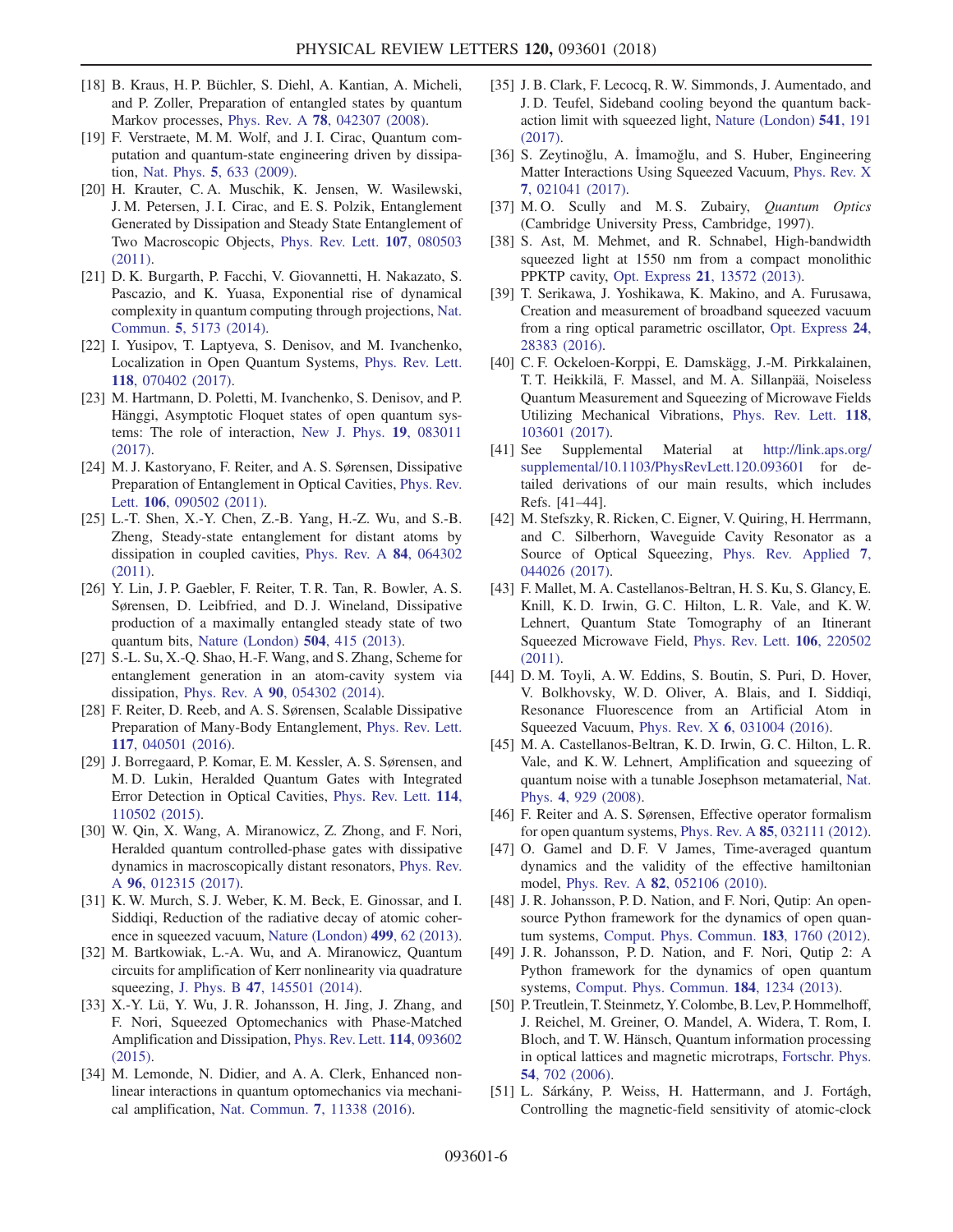[18] B. Kraus, H. P. Büchler, S. Diehl, A. Kantian, A. Micheli, and P. Zoller, Preparation of entangled states by quantum Markov processes, Phys. Rev. A **78**, 042307 (2008).

[19] F. Verstraete, M. M. Wolf, and J. I. Cirac, Quantum computation and quantum-state engineering driven by dissipation, Nat. Phys. **5**, 633 (2009).

[20] H. Krauter, C. A. Muschik, K. Jensen, W. Wasilewski, J. M. Petersen, J. I. Cirac, and E. S. Polzik, Entanglement Generated by Dissipation and Steady State Entanglement of Two Macroscopic Objects, Phys. Rev. Lett. **107**, 080503 (2011).

[21] D. K. Burgarth, P. Facchi, V. Giovannetti, H. Nakazato, S. Pascazio, and K. Yuasa, Exponential rise of dynamical complexity in quantum computing through projections, Nat. Commun. **5**, 5173 (2014).

[22] I. Yusipov, T. Laptyeva, S. Denisov, and M. Ivanchenko, Localization in Open Quantum Systems, Phys. Rev. Lett. **118**, 070402 (2017).

[23] M. Hartmann, D. Poletti, M. Ivanchenko, S. Denisov, and P. Hänggi, Asymptotic Floquet states of open quantum systems: The role of interaction, New J. Phys. **19**, 083011 (2017).

[24] M. J. Kastoryano, F. Reiter, and A. S. Sørensen, Dissipative Preparation of Entanglement in Optical Cavities, Phys. Rev. Lett. **106**, 090502 (2011).

[25] L.-T. Shen, X.-Y. Chen, Z.-B. Yang, H.-Z. Wu, and S.-B. Zheng, Steady-state entanglement for distant atoms by dissipation in coupled cavities, Phys. Rev. A **84**, 064302 (2011).

[26] Y. Lin, J. P. Gaebler, F. Reiter, T. R. Tan, R. Bowler, A. S. Sørensen, D. Leibfried, and D. J. Wineland, Dissipative production of a maximally entangled steady state of two quantum bits, Nature (London) **504**, 415 (2013).

[27] S.-L. Su, X.-Q. Shao, H.-F. Wang, and S. Zhang, Scheme for entanglement generation in an atom-cavity system via dissipation, Phys. Rev. A **90**, 054302 (2014).

[28] F. Reiter, D. Reeb, and A. S. Sørensen, Scalable Dissipative Preparation of Many-Body Entanglement, Phys. Rev. Lett. **117**, 040501 (2016).

[29] J. Borregaard, P. Komar, E. M. Kessler, A. S. Sørensen, and M. D. Lukin, Heralded Quantum Gates with Integrated Error Detection in Optical Cavities, Phys. Rev. Lett. **114**, 110502 (2015).

[30] W. Qin, X. Wang, A. Miranowicz, Z. Zhong, and F. Nori, Heralded quantum controlled-phase gates with dissipative dynamics in macroscopically distant resonators, Phys. Rev. A **96**, 012315 (2017).

[31] K. W. Murch, S. J. Weber, K. M. Beck, E. Ginossar, and I. Siddiqi, Reduction of the radiative decay of atomic coherence in squeezed vacuum, Nature (London) **499**, 62 (2013).

[32] M. Bartkowiak, L.-A. Wu, and A. Miranowicz, Quantum circuits for amplification of Kerr nonlinearity via quadrature squeezing, J. Phys. B **47**, 145501 (2014).

[33] X.-Y. Lü, Y. Wu, J. R. Johansson, H. Jing, J. Zhang, and F. Nori, Squeezed Optomechanics with Phase-Matched Amplification and Dissipation, Phys. Rev. Lett. **114**, 093602 (2015).

[34] M. Lemonde, N. Didier, and A. A. Clerk, Enhanced nonlinear interactions in quantum optomechanics via mechanical amplification, Nat. Commun. **7**, 11338 (2016).

[35] J. B. Clark, F. Lecocq, R. W. Simmonds, J. Aumentado, and J. D. Teufel, Sideband cooling beyond the quantum backaction limit with squeezed light, Nature (London) **541**, 191 (2017).

[36] S. Zeytinoğlu, A. İmamoğlu, and S. Huber, Engineering Matter Interactions Using Squeezed Vacuum, Phys. Rev. X **7**, 021041 (2017).

[37] M. O. Scully and M. S. Zubairy, *Quantum Optics* (Cambridge University Press, Cambridge, 1997).

[38] S. Ast, M. Mehmet, and R. Schnabel, High-bandwidth squeezed light at 1550 nm from a compact monolithic PPKTP cavity, Opt. Express **21**, 13572 (2013).

[39] T. Serikawa, J. Yoshikawa, K. Makino, and A. Furusawa, Creation and measurement of broadband squeezed vacuum from a ring optical parametric oscillator, Opt. Express **24**, 28383 (2016).

[40] C. F. Ockeloen-Korppi, E. Damskägg, J.-M. Pirkkalainen, T. T. Heikkilä, F. Massel, and M. A. Sillanpää, Noiseless Quantum Measurement and Squeezing of Microwave Fields Utilizing Mechanical Vibrations, Phys. Rev. Lett. **118**, 103601 (2017).

[41] See Supplemental Material at http://link.aps.org/supplemental/10.1103/PhysRevLett.120.093601 for detailed derivations of our main results, which includes Refs. [41–44].

[42] M. Stefszky, R. Ricken, C. Eigner, V. Quiring, H. Herrmann, and C. Silberhorn, Waveguide Cavity Resonator as a Source of Optical Squeezing, Phys. Rev. Applied **7**, 044026 (2017).

[43] F. Mallet, M. A. Castellanos-Beltran, H. S. Ku, S. Glancy, E. Knill, K. D. Irwin, G. C. Hilton, L. R. Vale, and K. W. Lehnert, Quantum State Tomography of an Itinerant Squeezed Microwave Field, Phys. Rev. Lett. **106**, 220502 (2011).

[44] D. M. Toyli, A. W. Eddins, S. Boutin, S. Puri, D. Hover, V. Bolkhovsky, W. D. Oliver, A. Blais, and I. Siddiqi, Resonance Fluorescence from an Artificial Atom in Squeezed Vacuum, Phys. Rev. X **6**, 031004 (2016).

[45] M. A. Castellanos-Beltran, K. D. Irwin, G. C. Hilton, L. R. Vale, and K. W. Lehnert, Amplification and squeezing of quantum noise with a tunable Josephson metamaterial, Nat. Phys. **4**, 929 (2008).

[46] F. Reiter and A. S. Sørensen, Effective operator formalism for open quantum systems, Phys. Rev. A **85**, 032111 (2012).

[47] O. Gamel and D. F. V James, Time-averaged quantum dynamics and the validity of the effective hamiltonian model, Phys. Rev. A **82**, 052106 (2010).

[48] J. R. Johansson, P. D. Nation, and F. Nori, Qutip: An open-source Python framework for the dynamics of open quantum systems, Comput. Phys. Commun. **183**, 1760 (2012).

[49] J. R. Johansson, P. D. Nation, and F. Nori, Qutip 2: A Python framework for the dynamics of open quantum systems, Comput. Phys. Commun. **184**, 1234 (2013).

[50] P. Treutlein, T. Steinmetz, Y. Colombe, B. Lev, P. Hommelhoff, J. Reichel, M. Greiner, O. Mandel, A. Widera, T. Rom, I. Bloch, and T. W. Hänsch, Quantum information processing in optical lattices and magnetic microtraps, Fortschr. Phys. **54**, 702 (2006).

[51] L. Sárkány, P. Weiss, H. Hattermann, and J. Fortágh, Controlling the magnetic-field sensitivity of atomic-clock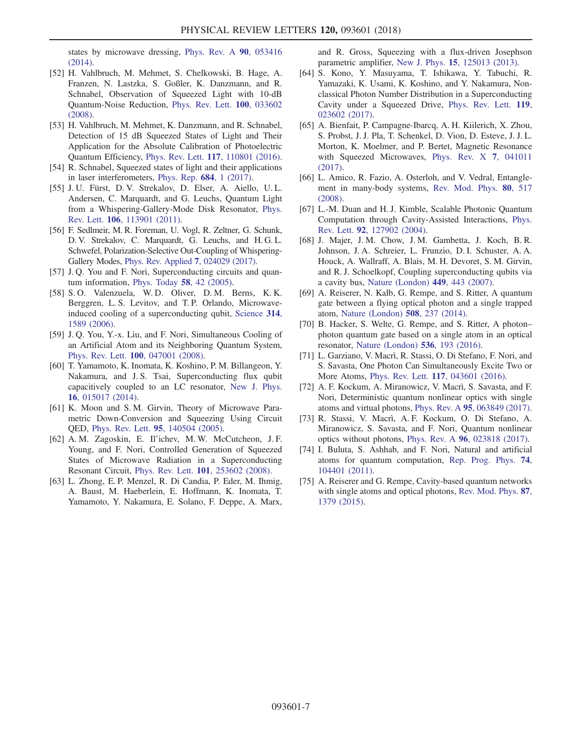states by microwave dressing, Phys. Rev. A **90**, 053416 (2014).

[52] H. Vahlbruch, M. Mehmet, S. Chelkowski, B. Hage, A. Franzen, N. Lastzka, S. Goßler, K. Danzmann, and R. Schnabel, Observation of Squeezed Light with 10-dB Quantum-Noise Reduction, Phys. Rev. Lett. **100**, 033602 (2008).

[53] H. Vahlbruch, M. Mehmet, K. Danzmann, and R. Schnabel, Detection of 15 dB Squeezed States of Light and Their Application for the Absolute Calibration of Photoelectric Quantum Efficiency, Phys. Rev. Lett. **117**, 110801 (2016).

[54] R. Schnabel, Squeezed states of light and their applications in laser interferometers, Phys. Rep. **684**, 1 (2017).

[55] J. U. Fürst, D. V. Strekalov, D. Elser, A. Aiello, U. L. Andersen, C. Marquardt, and G. Leuchs, Quantum Light from a Whispering-Gallery-Mode Disk Resonator, Phys. Rev. Lett. **106**, 113901 (2011).

[56] F. Sedlmeir, M. R. Foreman, U. Vogl, R. Zeltner, G. Schunk, D. V. Strekalov, C. Marquardt, G. Leuchs, and H. G. L. Schwefel, Polarization-Selective Out-Coupling of Whispering-Gallery Modes, Phys. Rev. Applied **7**, 024029 (2017).

[57] J. Q. You and F. Nori, Superconducting circuits and quantum information, Phys. Today **58**, 42 (2005).

[58] S. O. Valenzuela, W. D. Oliver, D. M. Berns, K. K. Berggren, L. S. Levitov, and T. P. Orlando, Microwave-induced cooling of a superconducting qubit, Science **314**, 1589 (2006).

[59] J. Q. You, Y.-x. Liu, and F. Nori, Simultaneous Cooling of an Artificial Atom and its Neighboring Quantum System, Phys. Rev. Lett. **100**, 047001 (2008).

[60] T. Yamamoto, K. Inomata, K. Koshino, P. M. Billangeon, Y. Nakamura, and J. S. Tsai, Superconducting flux qubit capacitively coupled to an LC resonator, New J. Phys. **16**, 015017 (2014).

[61] K. Moon and S. M. Girvin, Theory of Microwave Parametric Down-Conversion and Squeezing Using Circuit QED, Phys. Rev. Lett. **95**, 140504 (2005).

[62] A. M. Zagoskin, E. Il'ichev, M. W. McCutcheon, J. F. Young, and F. Nori, Controlled Generation of Squeezed States of Microwave Radiation in a Superconducting Resonant Circuit, Phys. Rev. Lett. **101**, 253602 (2008).

[63] L. Zhong, E. P. Menzel, R. Di Candia, P. Eder, M. Ihmig, A. Baust, M. Haeberlein, E. Hoffmann, K. Inomata, T. Yamamoto, Y. Nakamura, E. Solano, F. Deppe, A. Marx, and R. Gross, Squeezing with a flux-driven Josephson parametric amplifier, New J. Phys. **15**, 125013 (2013).

[64] S. Kono, Y. Masuyama, T. Ishikawa, Y. Tabuchi, R. Yamazaki, K. Usami, K. Koshino, and Y. Nakamura, Nonclassical Photon Number Distribution in a Superconducting Cavity under a Squeezed Drive, Phys. Rev. Lett. **119**, 023602 (2017).

[65] A. Bienfait, P. Campagne-Ibarcq, A. H. Kiilerich, X. Zhou, S. Probst, J. J. Pla, T. Schenkel, D. Vion, D. Esteve, J. J. L. Morton, K. Moelmer, and P. Bertet, Magnetic Resonance with Squeezed Microwaves, Phys. Rev. X **7**, 041011 (2017).

[66] L. Amico, R. Fazio, A. Osterloh, and V. Vedral, Entanglement in many-body systems, Rev. Mod. Phys. **80**, 517 (2008).

[67] L.-M. Duan and H. J. Kimble, Scalable Photonic Quantum Computation through Cavity-Assisted Interactions, Phys. Rev. Lett. **92**, 127902 (2004).

[68] J. Majer, J. M. Chow, J. M. Gambetta, J. Koch, B. R. Johnson, J. A. Schreier, L. Frunzio, D. I. Schuster, A. A. Houck, A. Wallraff, A. Blais, M. H. Devoret, S. M. Girvin, and R. J. Schoelkopf, Coupling superconducting qubits via a cavity bus, Nature (London) **449**, 443 (2007).

[69] A. Reiserer, N. Kalb, G. Rempe, and S. Ritter, A quantum gate between a flying optical photon and a single trapped atom, Nature (London) **508**, 237 (2014).

[70] B. Hacker, S. Welte, G. Rempe, and S. Ritter, A photon–photon quantum gate based on a single atom in an optical resonator, Nature (London) **536**, 193 (2016).

[71] L. Garziano, V. Macrì, R. Stassi, O. Di Stefano, F. Nori, and S. Savasta, One Photon Can Simultaneously Excite Two or More Atoms, Phys. Rev. Lett. **117**, 043601 (2016).

[72] A. F. Kockum, A. Miranowicz, V. Macrì, S. Savasta, and F. Nori, Deterministic quantum nonlinear optics with single atoms and virtual photons, Phys. Rev. A **95**, 063849 (2017).

[73] R. Stassi, V. Macrì, A. F. Kockum, O. Di Stefano, A. Miranowicz, S. Savasta, and F. Nori, Quantum nonlinear optics without photons, Phys. Rev. A **96**, 023818 (2017).

[74] I. Buluta, S. Ashhab, and F. Nori, Natural and artificial atoms for quantum computation, Rep. Prog. Phys. **74**, 104401 (2011).

[75] A. Reiserer and G. Rempe, Cavity-based quantum networks with single atoms and optical photons, Rev. Mod. Phys. **87**, 1379 (2015).